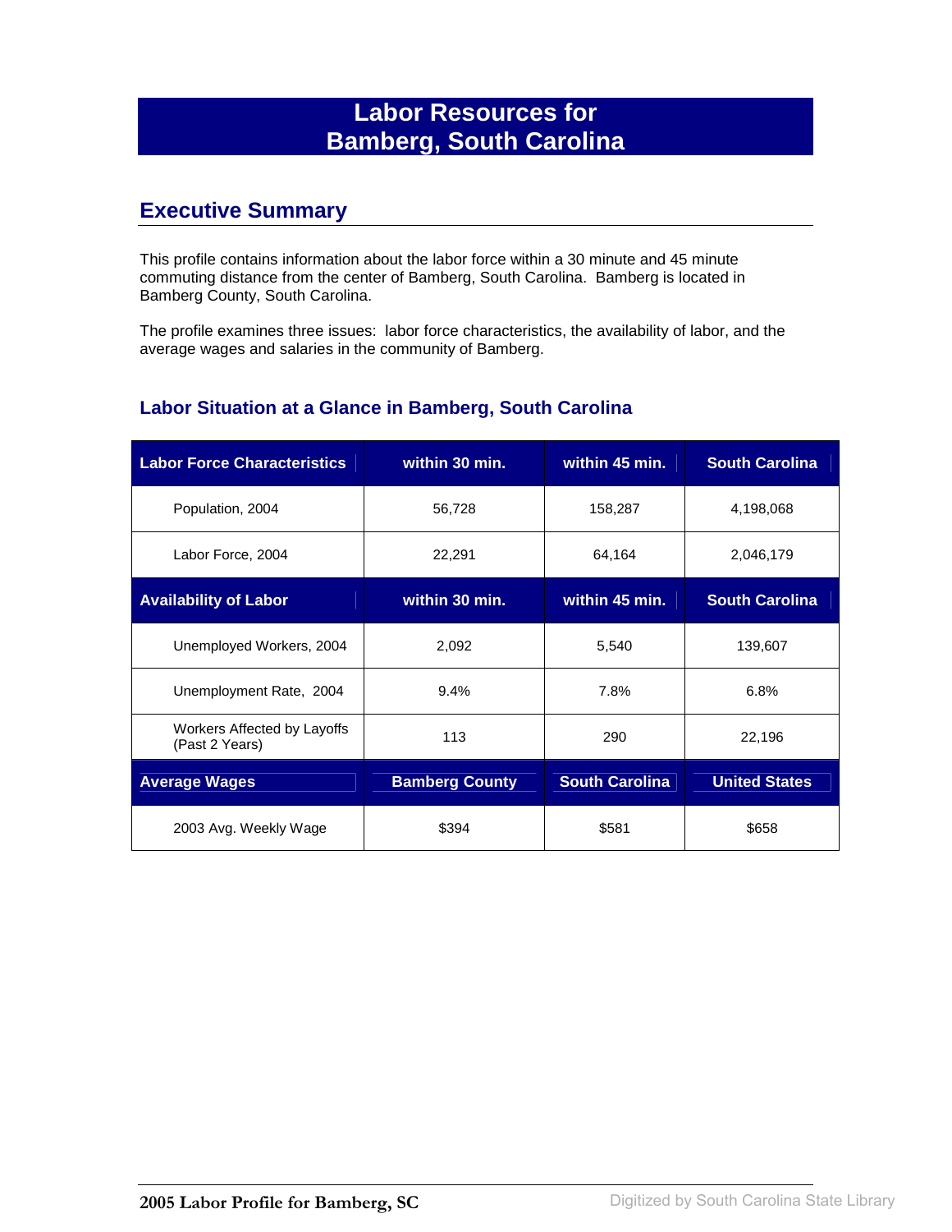# Labor Resources for Bamberg, South Carolina

## Executive Summary

This profile contains information about the labor force within a 30 minute and 45 minute commuting distance from the center of Bamberg, South Carolina. Bamberg is located in Bamberg County, South Carolina.

The profile examines three issues: labor force characteristics, the availability of labor, and the average wages and salaries in the community of Bamberg.

### Labor Situation at a Glance in Bamberg, South Carolina

| Labor Force Characteristics | within 30 min. | within 45 min. | South Carolina |
|---|---|---|---|
| Population, 2004 | 56,728 | 158,287 | 4,198,068 |
| Labor Force, 2004 | 22,291 | 64,164 | 2,046,179 |
| **Availability of Labor** | **within 30 min.** | **within 45 min.** | **South Carolina** |
| Unemployed Workers, 2004 | 2,092 | 5,540 | 139,607 |
| Unemployment Rate, 2004 | 9.4% | 7.8% | 6.8% |
| Workers Affected by Layoffs (Past 2 Years) | 113 | 290 | 22,196 |
| **Average Wages** | **Bamberg County** | **South Carolina** | **United States** |
| 2003 Avg. Weekly Wage | $394 | $581 | $658 |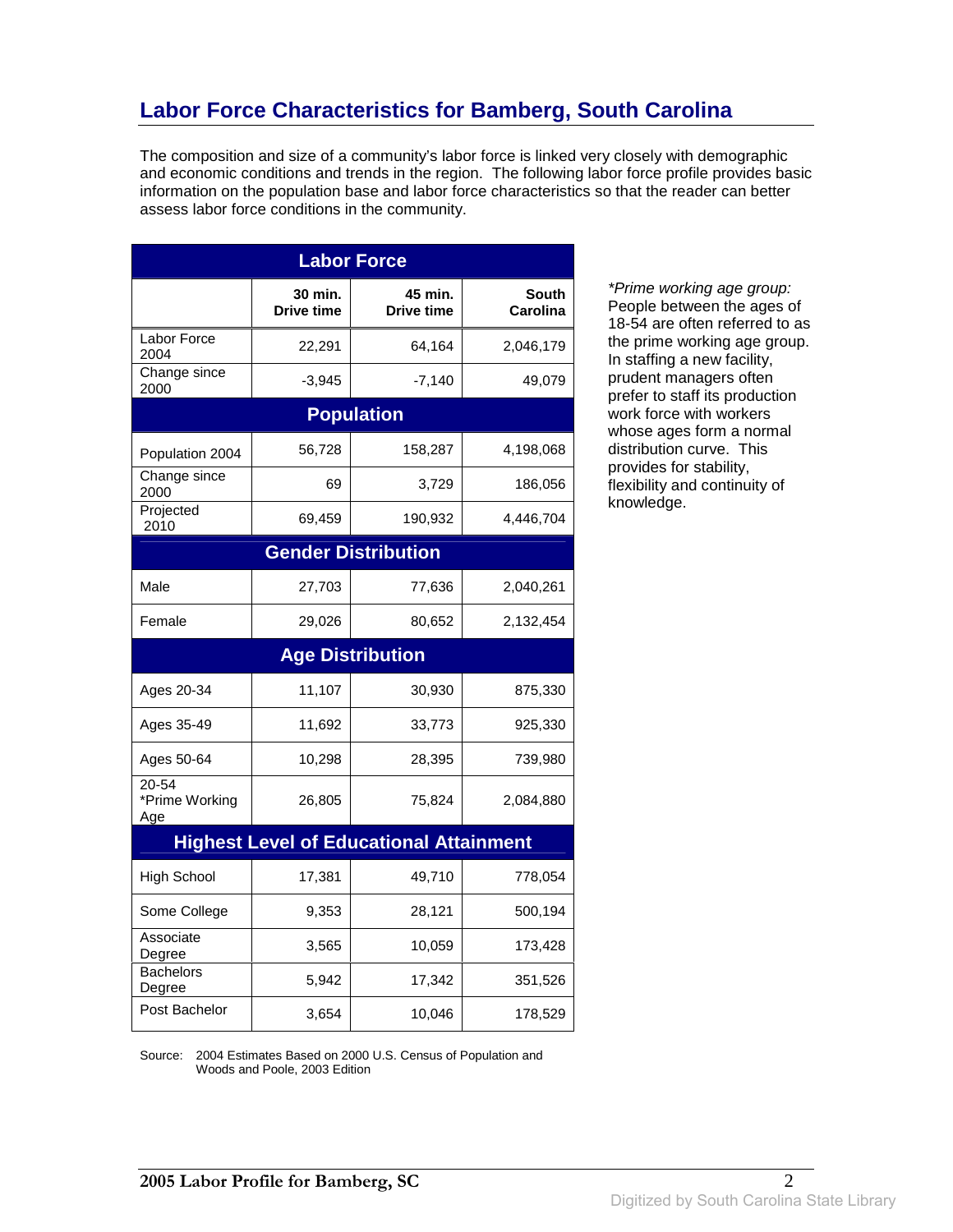# Labor Force Characteristics for Bamberg, South Carolina

The composition and size of a community's labor force is linked very closely with demographic and economic conditions and trends in the region. The following labor force profile provides basic information on the population base and labor force characteristics so that the reader can better assess labor force conditions in the community.

| Labor Force | | | |
|---|---|---|---|
| | 30 min. Drive time | 45 min. Drive time | South Carolina |
| Labor Force 2004 | 22,291 | 64,164 | 2,046,179 |
| Change since 2000 | -3,945 | -7,140 | 49,079 |
| **Population** | | | |
| Population 2004 | 56,728 | 158,287 | 4,198,068 |
| Change since 2000 | 69 | 3,729 | 186,056 |
| Projected 2010 | 69,459 | 190,932 | 4,446,704 |
| **Gender Distribution** | | | |
| Male | 27,703 | 77,636 | 2,040,261 |
| Female | 29,026 | 80,652 | 2,132,454 |
| **Age Distribution** | | | |
| Ages 20-34 | 11,107 | 30,930 | 875,330 |
| Ages 35-49 | 11,692 | 33,773 | 925,330 |
| Ages 50-64 | 10,298 | 28,395 | 739,980 |
| 20-54 *Prime Working Age | 26,805 | 75,824 | 2,084,880 |
| **Highest Level of Educational Attainment** | | | |
| High School | 17,381 | 49,710 | 778,054 |
| Some College | 9,353 | 28,121 | 500,194 |
| Associate Degree | 3,565 | 10,059 | 173,428 |
| Bachelors Degree | 5,942 | 17,342 | 351,526 |
| Post Bachelor | 3,654 | 10,046 | 178,529 |

Source: 2004 Estimates Based on 2000 U.S. Census of Population and Woods and Poole, 2003 Edition

*\*Prime working age group:* People between the ages of 18-54 are often referred to as the prime working age group. In staffing a new facility, prudent managers often prefer to staff its production work force with workers whose ages form a normal distribution curve. This provides for stability, flexibility and continuity of knowledge.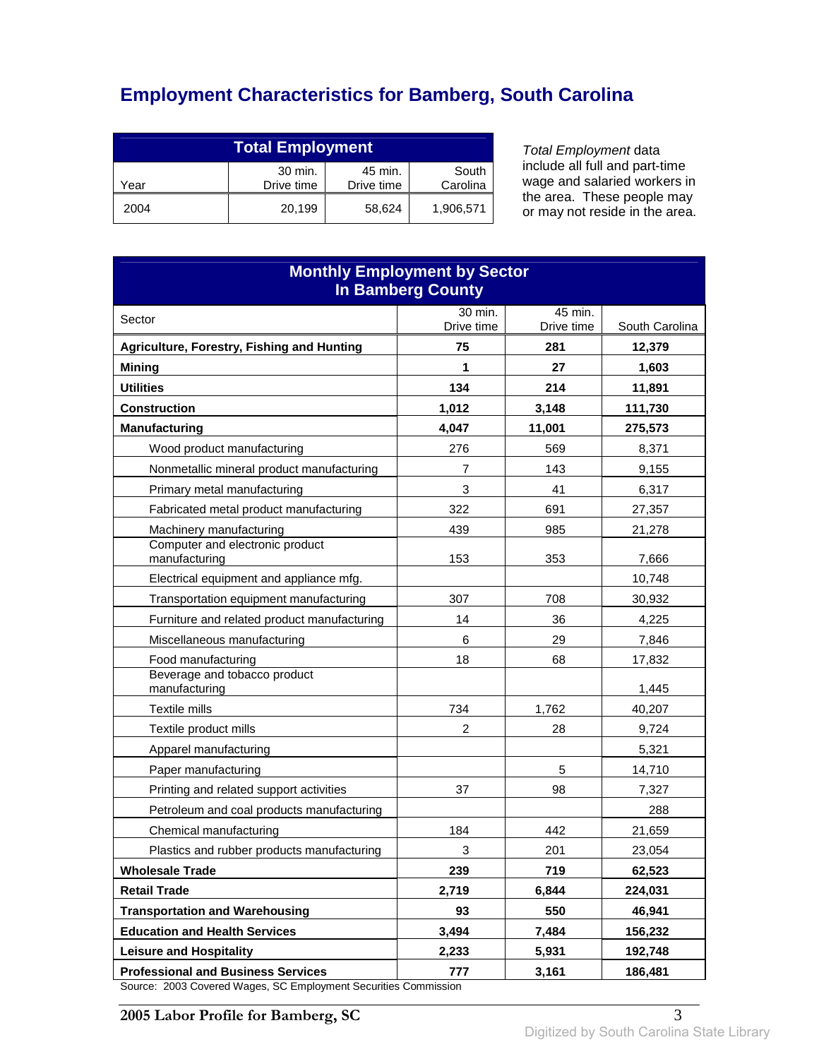# Employment Characteristics for Bamberg, South Carolina

| Total Employment | | | |
|---|---|---|---|
| Year | 30 min. Drive time | 45 min. Drive time | South Carolina |
| 2004 | 20,199 | 58,624 | 1,906,571 |

*Total Employment* data include all full and part-time wage and salaried workers in the area. These people may or may not reside in the area.

| Monthly Employment by Sector In Bamberg County | | | |
|---|---|---|---|
| Sector | 30 min. Drive time | 45 min. Drive time | South Carolina |
| **Agriculture, Forestry, Fishing and Hunting** | **75** | **281** | **12,379** |
| **Mining** | **1** | **27** | **1,603** |
| **Utilities** | **134** | **214** | **11,891** |
| **Construction** | **1,012** | **3,148** | **111,730** |
| **Manufacturing** | **4,047** | **11,001** | **275,573** |
| Wood product manufacturing | 276 | 569 | 8,371 |
| Nonmetallic mineral product manufacturing | 7 | 143 | 9,155 |
| Primary metal manufacturing | 3 | 41 | 6,317 |
| Fabricated metal product manufacturing | 322 | 691 | 27,357 |
| Machinery manufacturing | 439 | 985 | 21,278 |
| Computer and electronic product manufacturing | 153 | 353 | 7,666 |
| Electrical equipment and appliance mfg. | | | 10,748 |
| Transportation equipment manufacturing | 307 | 708 | 30,932 |
| Furniture and related product manufacturing | 14 | 36 | 4,225 |
| Miscellaneous manufacturing | 6 | 29 | 7,846 |
| Food manufacturing | 18 | 68 | 17,832 |
| Beverage and tobacco product manufacturing | | | 1,445 |
| Textile mills | 734 | 1,762 | 40,207 |
| Textile product mills | 2 | 28 | 9,724 |
| Apparel manufacturing | | | 5,321 |
| Paper manufacturing | | 5 | 14,710 |
| Printing and related support activities | 37 | 98 | 7,327 |
| Petroleum and coal products manufacturing | | | 288 |
| Chemical manufacturing | 184 | 442 | 21,659 |
| Plastics and rubber products manufacturing | 3 | 201 | 23,054 |
| **Wholesale Trade** | **239** | **719** | **62,523** |
| **Retail Trade** | **2,719** | **6,844** | **224,031** |
| **Transportation and Warehousing** | **93** | **550** | **46,941** |
| **Education and Health Services** | **3,494** | **7,484** | **156,232** |
| **Leisure and Hospitality** | **2,233** | **5,931** | **192,748** |
| **Professional and Business Services** | **777** | **3,161** | **186,481** |

Source: 2003 Covered Wages, SC Employment Securities Commission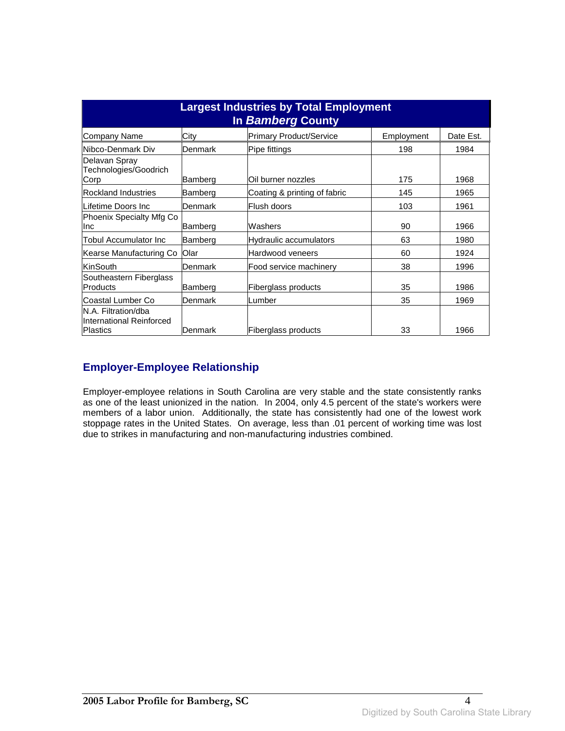## Largest Industries by Total Employment In *Bamberg* County

| Company Name | City | Primary Product/Service | Employment | Date Est. |
|---|---|---|---|---|
| Nibco-Denmark Div | Denmark | Pipe fittings | 198 | 1984 |
| Delavan Spray Technologies/Goodrich Corp | Bamberg | Oil burner nozzles | 175 | 1968 |
| Rockland Industries | Bamberg | Coating & printing of fabric | 145 | 1965 |
| Lifetime Doors Inc | Denmark | Flush doors | 103 | 1961 |
| Phoenix Specialty Mfg Co Inc | Bamberg | Washers | 90 | 1966 |
| Tobul Accumulator Inc | Bamberg | Hydraulic accumulators | 63 | 1980 |
| Kearse Manufacturing Co | Olar | Hardwood veneers | 60 | 1924 |
| KinSouth | Denmark | Food service machinery | 38 | 1996 |
| Southeastern Fiberglass Products | Bamberg | Fiberglass products | 35 | 1986 |
| Coastal Lumber Co | Denmark | Lumber | 35 | 1969 |
| N.A. Filtration/dba International Reinforced Plastics | Denmark | Fiberglass products | 33 | 1966 |

## Employer-Employee Relationship

Employer-employee relations in South Carolina are very stable and the state consistently ranks as one of the least unionized in the nation. In 2004, only 4.5 percent of the state's workers were members of a labor union. Additionally, the state has consistently had one of the lowest work stoppage rates in the United States. On average, less than .01 percent of working time was lost due to strikes in manufacturing and non-manufacturing industries combined.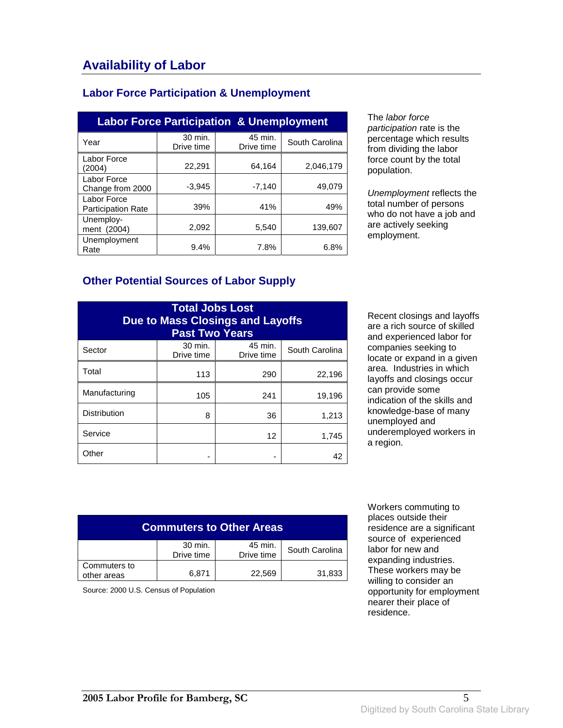# Availability of Labor

## Labor Force Participation & Unemployment

| Labor Force Participation & Unemployment | | | |
|---|---|---|---|
| Year | 30 min. Drive time | 45 min. Drive time | South Carolina |
| Labor Force (2004) | 22,291 | 64,164 | 2,046,179 |
| Labor Force Change from 2000 | -3,945 | -7,140 | 49,079 |
| Labor Force Participation Rate | 39% | 41% | 49% |
| Unemploy-ment (2004) | 2,092 | 5,540 | 139,607 |
| Unemployment Rate | 9.4% | 7.8% | 6.8% |

The *labor force participation* rate is the percentage which results from dividing the labor force count by the total population.

*Unemployment* reflects the total number of persons who do not have a job and are actively seeking employment.

## Other Potential Sources of Labor Supply

| Total Jobs Lost Due to Mass Closings and Layoffs Past Two Years | | | |
|---|---|---|---|
| Sector | 30 min. Drive time | 45 min. Drive time | South Carolina |
| Total | 113 | 290 | 22,196 |
| Manufacturing | 105 | 241 | 19,196 |
| Distribution | 8 | 36 | 1,213 |
| Service | | 12 | 1,745 |
| Other | - | - | 42 |

Recent closings and layoffs are a rich source of skilled and experienced labor for companies seeking to locate or expand in a given area. Industries in which layoffs and closings occur can provide some indication of the skills and knowledge-base of many unemployed and underemployed workers in a region.

| Commuters to Other Areas | | | |
|---|---|---|---|
| | 30 min. Drive time | 45 min. Drive time | South Carolina |
| Commuters to other areas | 6,871 | 22,569 | 31,833 |

Source: 2000 U.S. Census of Population

Workers commuting to places outside their residence are a significant source of experienced labor for new and expanding industries. These workers may be willing to consider an opportunity for employment nearer their place of residence.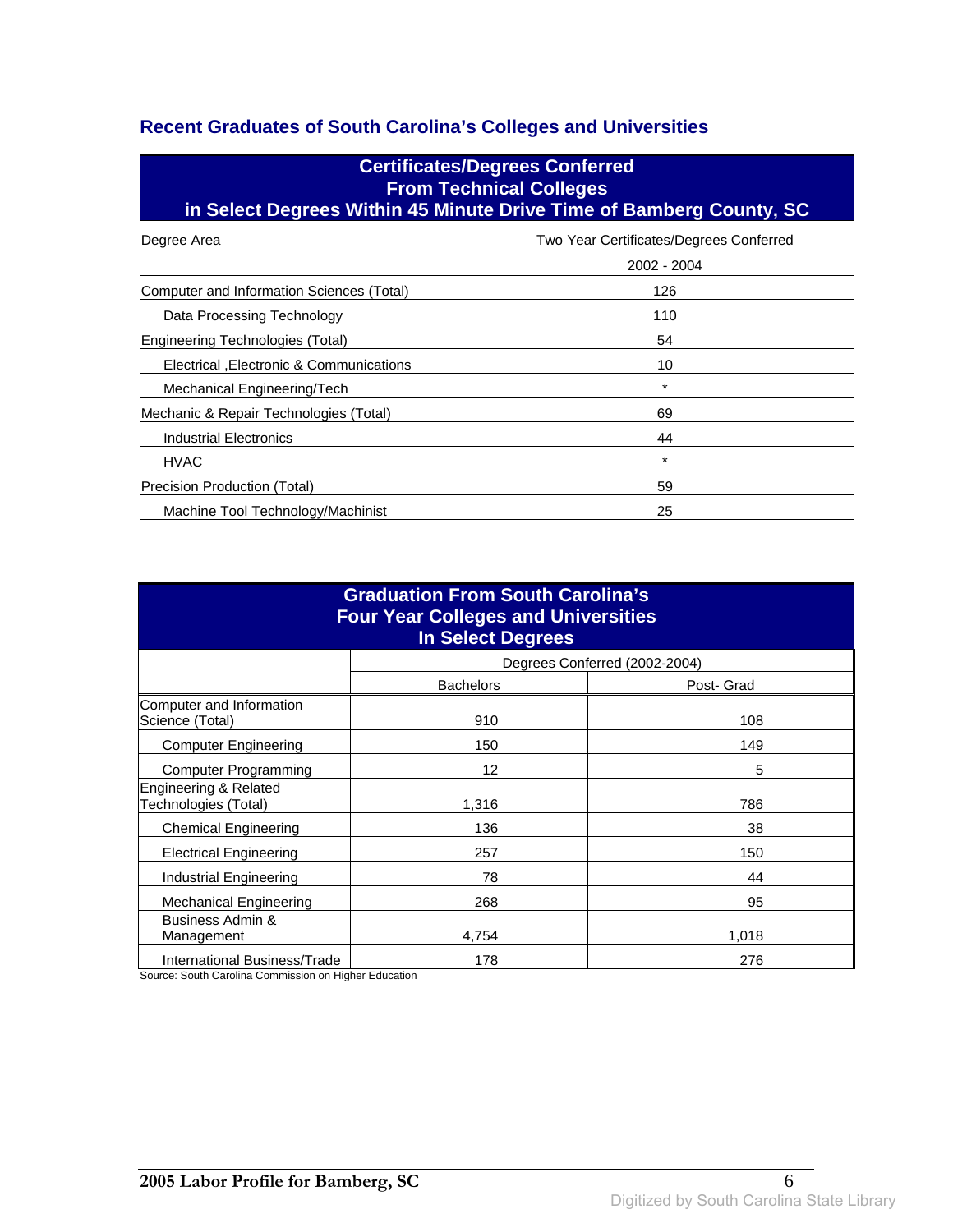## Recent Graduates of South Carolina's Colleges and Universities

| Certificates/Degrees Conferred From Technical Colleges in Select Degrees Within 45 Minute Drive Time of Bamberg County, SC | |
|---|---|
| Degree Area | Two Year Certificates/Degrees Conferred 2002 - 2004 |
| Computer and Information Sciences (Total) | 126 |
| Data Processing Technology | 110 |
| Engineering Technologies (Total) | 54 |
| Electrical ,Electronic & Communications | 10 |
| Mechanical Engineering/Tech | * |
| Mechanic & Repair Technologies (Total) | 69 |
| Industrial Electronics | 44 |
| HVAC | * |
| Precision Production (Total) | 59 |
| Machine Tool Technology/Machinist | 25 |

| Graduation From South Carolina's Four Year Colleges and Universities In Select Degrees | | |
|---|---|---|
| | Degrees Conferred (2002-2004) | |
| | Bachelors | Post- Grad |
| Computer and Information Science (Total) | 910 | 108 |
| Computer Engineering | 150 | 149 |
| Computer Programming | 12 | 5 |
| Engineering & Related Technologies (Total) | 1,316 | 786 |
| Chemical Engineering | 136 | 38 |
| Electrical Engineering | 257 | 150 |
| Industrial Engineering | 78 | 44 |
| Mechanical Engineering | 268 | 95 |
| Business Admin & Management | 4,754 | 1,018 |
| International Business/Trade | 178 | 276 |

Source: South Carolina Commission on Higher Education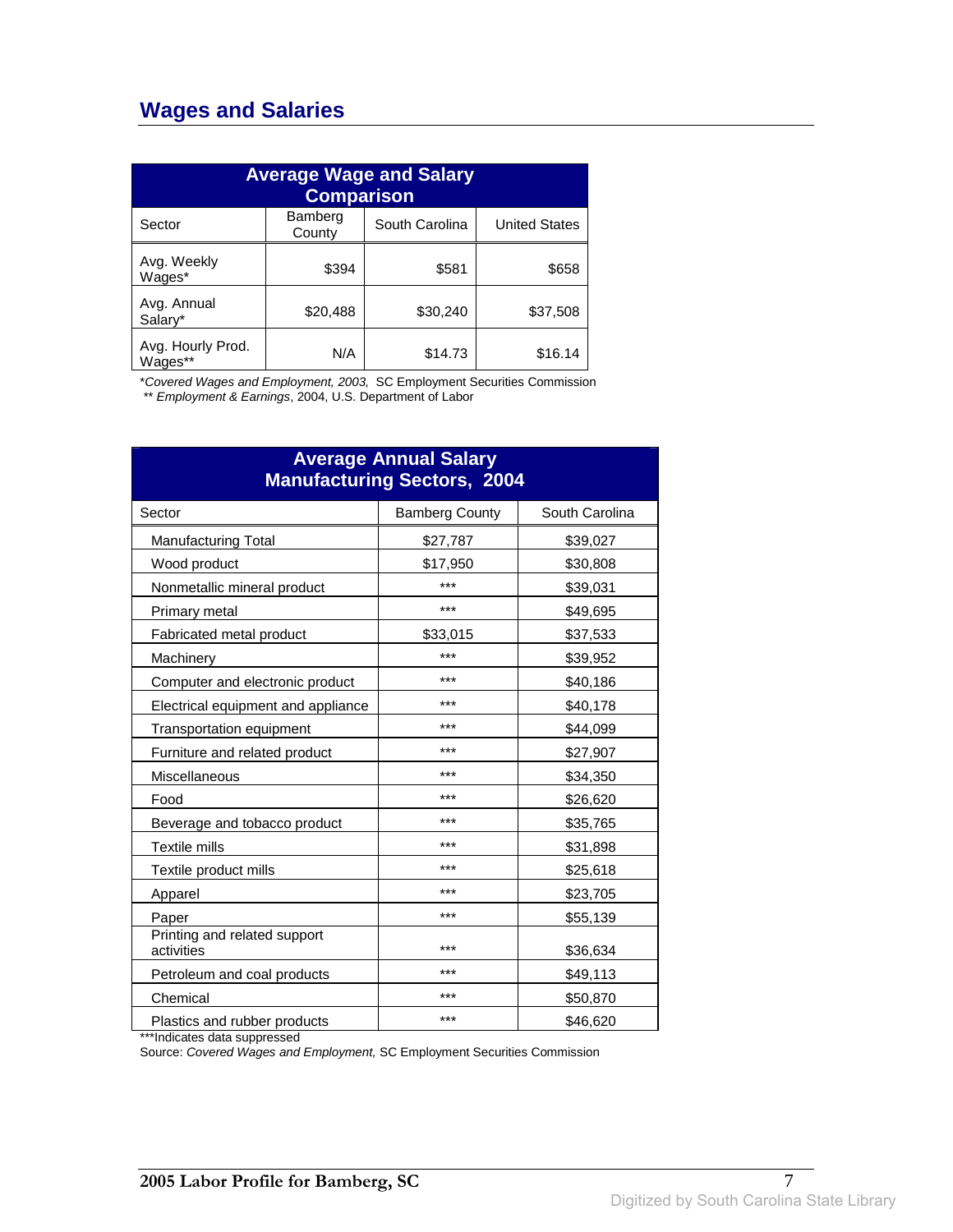## Wages and Salaries

| Average Wage and Salary Comparison | | | |
|---|---|---|---|
| Sector | Bamberg County | South Carolina | United States |
| Avg. Weekly Wages* | $394 | $581 | $658 |
| Avg. Annual Salary* | $20,488 | $30,240 | $37,508 |
| Avg. Hourly Prod. Wages** | N/A | $14.73 | $16.14 |

*Covered Wages and Employment, 2003,* SC Employment Securities Commission
** *Employment & Earnings*, 2004, U.S. Department of Labor

| Average Annual Salary Manufacturing Sectors, 2004 | | |
|---|---|---|
| Sector | Bamberg County | South Carolina |
| Manufacturing Total | $27,787 | $39,027 |
| Wood product | $17,950 | $30,808 |
| Nonmetallic mineral product | *** | $39,031 |
| Primary metal | *** | $49,695 |
| Fabricated metal product | $33,015 | $37,533 |
| Machinery | *** | $39,952 |
| Computer and electronic product | *** | $40,186 |
| Electrical equipment and appliance | *** | $40,178 |
| Transportation equipment | *** | $44,099 |
| Furniture and related product | *** | $27,907 |
| Miscellaneous | *** | $34,350 |
| Food | *** | $26,620 |
| Beverage and tobacco product | *** | $35,765 |
| Textile mills | *** | $31,898 |
| Textile product mills | *** | $25,618 |
| Apparel | *** | $23,705 |
| Paper | *** | $55,139 |
| Printing and related support activities | *** | $36,634 |
| Petroleum and coal products | *** | $49,113 |
| Chemical | *** | $50,870 |
| Plastics and rubber products | *** | $46,620 |

***Indicates data suppressed
Source: *Covered Wages and Employment,* SC Employment Securities Commission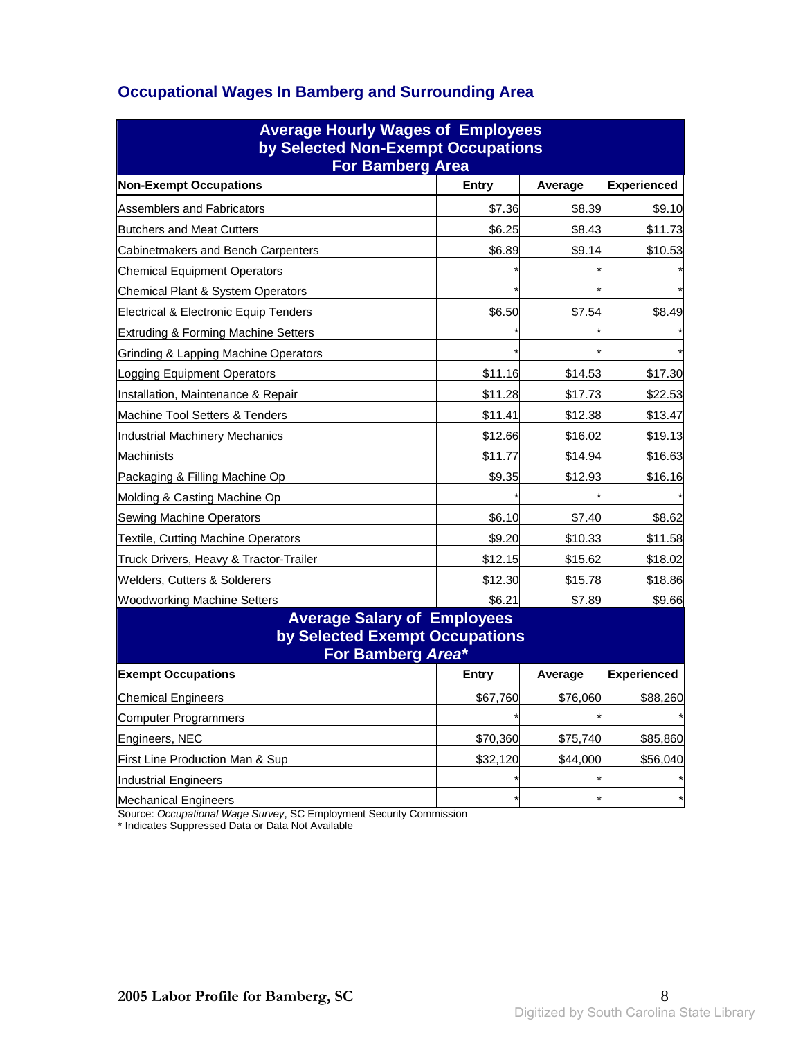## Occupational Wages In Bamberg and Surrounding Area

| Average Hourly Wages of Employees by Selected Non-Exempt Occupations For Bamberg Area | | | |
|---|---|---|---|
| **Non-Exempt Occupations** | **Entry** | **Average** | **Experienced** |
| Assemblers and Fabricators | $7.36 | $8.39 | $9.10 |
| Butchers and Meat Cutters | $6.25 | $8.43 | $11.73 |
| Cabinetmakers and Bench Carpenters | $6.89 | $9.14 | $10.53 |
| Chemical Equipment Operators | * | * | * |
| Chemical Plant & System Operators | * | * | * |
| Electrical & Electronic Equip Tenders | $6.50 | $7.54 | $8.49 |
| Extruding & Forming Machine Setters | * | * | * |
| Grinding & Lapping Machine Operators | * | * | * |
| Logging Equipment Operators | $11.16 | $14.53 | $17.30 |
| Installation, Maintenance & Repair | $11.28 | $17.73 | $22.53 |
| Machine Tool Setters & Tenders | $11.41 | $12.38 | $13.47 |
| Industrial Machinery Mechanics | $12.66 | $16.02 | $19.13 |
| Machinists | $11.77 | $14.94 | $16.63 |
| Packaging & Filling Machine Op | $9.35 | $12.93 | $16.16 |
| Molding & Casting Machine Op | * | * | * |
| Sewing Machine Operators | $6.10 | $7.40 | $8.62 |
| Textile, Cutting Machine Operators | $9.20 | $10.33 | $11.58 |
| Truck Drivers, Heavy & Tractor-Trailer | $12.15 | $15.62 | $18.02 |
| Welders, Cutters & Solderers | $12.30 | $15.78 | $18.86 |
| Woodworking Machine Setters | $6.21 | $7.89 | $9.66 |

| Average Salary of Employees by Selected Exempt Occupations For Bamberg *Area** | | | |
|---|---|---|---|
| **Exempt Occupations** | **Entry** | **Average** | **Experienced** |
| Chemical Engineers | $67,760 | $76,060 | $88,260 |
| Computer Programmers | * | * | * |
| Engineers, NEC | $70,360 | $75,740 | $85,860 |
| First Line Production Man & Sup | $32,120 | $44,000 | $56,040 |
| Industrial Engineers | * | * | * |
| Mechanical Engineers | * | * | * |

Source: *Occupational Wage Survey*, SC Employment Security Commission
* Indicates Suppressed Data or Data Not Available